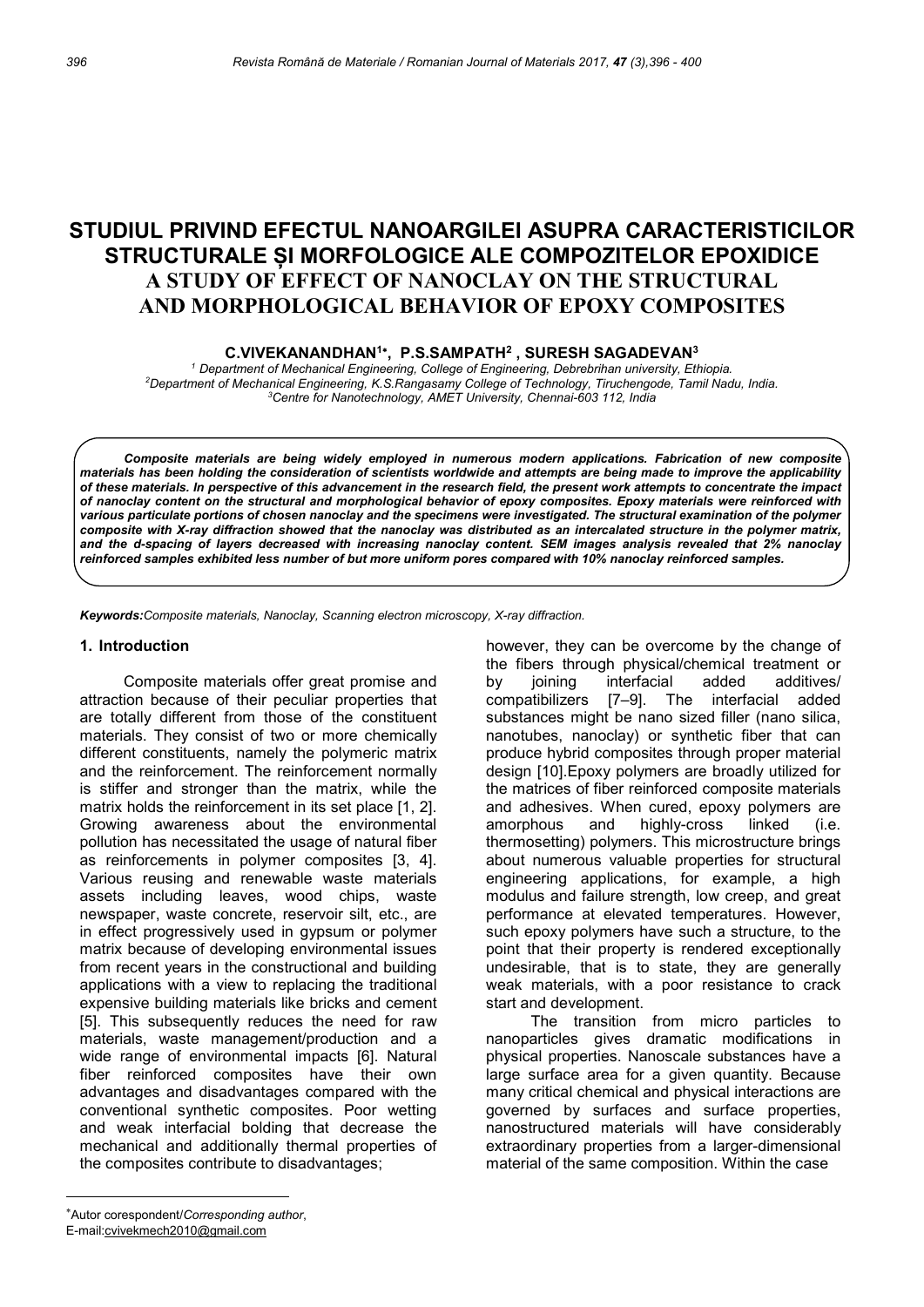# STUDIUL PRIVIND EFECTUL NANOARGILEI ASUPRA CARACTERISTICILOR STRUCTURALE ȘI MORFOLOGICE ALE COMPOZITELOR EPOXIDICE

# A STUDY OF EFFECT OF NANOCLAY ON THE STRUCTURAL AND MORPHOLOGICAL BEHAVIOR OF EPOXY COMPOSITES

**C.VIVEKANANDHAN[1]\*, P.S.SAMPATH[2] , SURESH SAGADEVAN[3]**

[1] Department of Mechanical Engineering, College of Engineering, Debrebrihan university, Ethiopia.
[2] Department of Mechanical Engineering, K.S.Rangasamy College of Technology, Tiruchengode, Tamil Nadu, India.
[3] Centre for Nanotechnology, AMET University, Chennai-603 112, India

***Composite materials are being widely employed in numerous modern applications. Fabrication of new composite materials has been holding the consideration of scientists worldwide and attempts are being made to improve the applicability of these materials. In perspective of this advancement in the research field, the present work attempts to concentrate the impact of nanoclay content on the structural and morphological behavior of epoxy composites. Epoxy materials were reinforced with various particulate portions of chosen nanoclay and the specimens were investigated. The structural examination of the polymer composite with X-ray diffraction showed that the nanoclay was distributed as an intercalated structure in the polymer matrix, and the d-spacing of layers decreased with increasing nanoclay content. SEM images analysis revealed that 2% nanoclay reinforced samples exhibited less number of but more uniform pores compared with 10% nanoclay reinforced samples.***

***Keywords:*** *Composite materials, Nanoclay, Scanning electron microscopy, X-ray diffraction.*

## 1. Introduction

Composite materials offer great promise and attraction because of their peculiar properties that are totally different from those of the constituent materials. They consist of two or more chemically different constituents, namely the polymeric matrix and the reinforcement. The reinforcement normally is stiffer and stronger than the matrix, while the matrix holds the reinforcement in its set place [1, 2]. Growing awareness about the environmental pollution has necessitated the usage of natural fiber as reinforcements in polymer composites [3, 4]. Various reusing and renewable waste materials assets including leaves, wood chips, waste newspaper, waste concrete, reservoir silt, etc., are in effect progressively used in gypsum or polymer matrix because of developing environmental issues from recent years in the constructional and building applications with a view to replacing the traditional expensive building materials like bricks and cement [5]. This subsequently reduces the need for raw materials, waste management/production and a wide range of environmental impacts [6]. Natural fiber reinforced composites have their own advantages and disadvantages compared with the conventional synthetic composites. Poor wetting and weak interfacial bolding that decrease the mechanical and additionally thermal properties of the composites contribute to disadvantages; however, they can be overcome by the change of the fibers through physical/chemical treatment or by joining interfacial added additives/ compatibilizers [7–9]. The interfacial added substances might be nano sized filler (nano silica, nanotubes, nanoclay) or synthetic fiber that can produce hybrid composites through proper material design [10].Epoxy polymers are broadly utilized for the matrices of fiber reinforced composite materials and adhesives. When cured, epoxy polymers are amorphous and highly-cross linked (i.e. thermosetting) polymers. This microstructure brings about numerous valuable properties for structural engineering applications, for example, a high modulus and failure strength, low creep, and great performance at elevated temperatures. However, such epoxy polymers have such a structure, to the point that their property is rendered exceptionally undesirable, that is to state, they are generally weak materials, with a poor resistance to crack start and development.

The transition from micro particles to nanoparticles gives dramatic modifications in physical properties. Nanoscale substances have a large surface area for a given quantity. Because many critical chemical and physical interactions are governed by surfaces and surface properties, nanostructured materials will have considerably extraordinary properties from a larger-dimensional material of the same composition. Within the case

---

\*Autor corespondent/*Corresponding author*,
E-mail:cvivekmech2010@gmail.com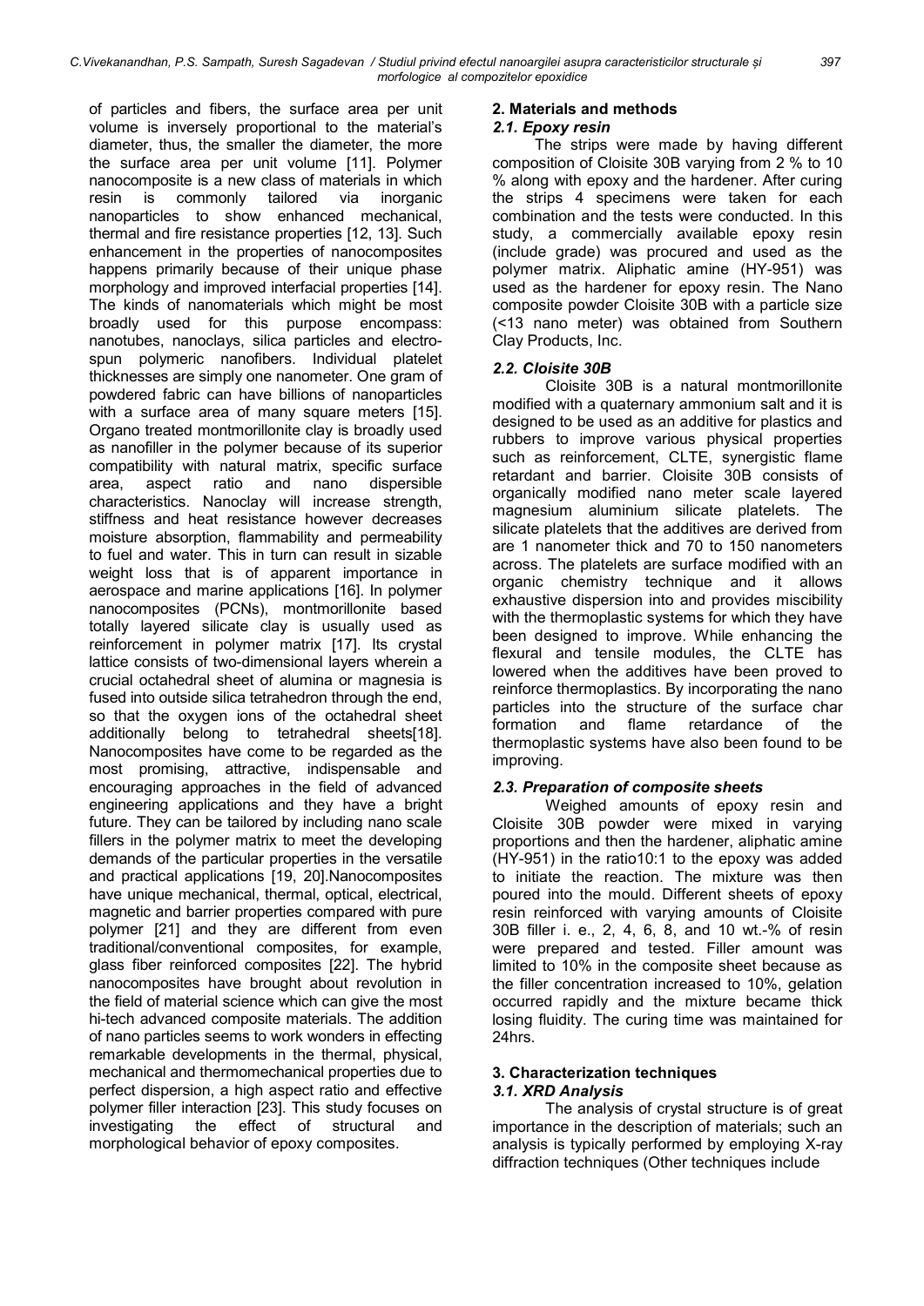of particles and fibers, the surface area per unit volume is inversely proportional to the material's diameter, thus, the smaller the diameter, the more the surface area per unit volume [11]. Polymer nanocomposite is a new class of materials in which resin is commonly tailored via inorganic nanoparticles to show enhanced mechanical, thermal and fire resistance properties [12, 13]. Such enhancement in the properties of nanocomposites happens primarily because of their unique phase morphology and improved interfacial properties [14]. The kinds of nanomaterials which might be most broadly used for this purpose encompass: nanotubes, nanoclays, silica particles and electro-spun polymeric nanofibers. Individual platelet thicknesses are simply one nanometer. One gram of powdered fabric can have billions of nanoparticles with a surface area of many square meters [15]. Organo treated montmorillonite clay is broadly used as nanofiller in the polymer because of its superior compatibility with natural matrix, specific surface area, aspect ratio and nano dispersible characteristics. Nanoclay will increase strength, stiffness and heat resistance however decreases moisture absorption, flammability and permeability to fuel and water. This in turn can result in sizable weight loss that is of apparent importance in aerospace and marine applications [16]. In polymer nanocomposites (PCNs), montmorillonite based totally layered silicate clay is usually used as reinforcement in polymer matrix [17]. Its crystal lattice consists of two-dimensional layers wherein a crucial octahedral sheet of alumina or magnesia is fused into outside silica tetrahedron through the end, so that the oxygen ions of the octahedral sheet additionally belong to tetrahedral sheets[18]. Nanocomposites have come to be regarded as the most promising, attractive, indispensable and encouraging approaches in the field of advanced engineering applications and they have a bright future. They can be tailored by including nano scale fillers in the polymer matrix to meet the developing demands of the particular properties in the versatile and practical applications [19, 20].Nanocomposites have unique mechanical, thermal, optical, electrical, magnetic and barrier properties compared with pure polymer [21] and they are different from even traditional/conventional composites, for example, glass fiber reinforced composites [22]. The hybrid nanocomposites have brought about revolution in the field of material science which can give the most hi-tech advanced composite materials. The addition of nano particles seems to work wonders in effecting remarkable developments in the thermal, physical, mechanical and thermomechanical properties due to perfect dispersion, a high aspect ratio and effective polymer filler interaction [23]. This study focuses on investigating the effect of structural and morphological behavior of epoxy composites.

## 2. Materials and methods

### *2.1. Epoxy resin*

The strips were made by having different composition of Cloisite 30B varying from 2 % to 10 % along with epoxy and the hardener. After curing the strips 4 specimens were taken for each combination and the tests were conducted. In this study, a commercially available epoxy resin (include grade) was procured and used as the polymer matrix. Aliphatic amine (HY-951) was used as the hardener for epoxy resin. The Nano composite powder Cloisite 30B with a particle size (<13 nano meter) was obtained from Southern Clay Products, Inc.

### *2.2. Cloisite 30B*

Cloisite 30B is a natural montmorillonite modified with a quaternary ammonium salt and it is designed to be used as an additive for plastics and rubbers to improve various physical properties such as reinforcement, CLTE, synergistic flame retardant and barrier. Cloisite 30B consists of organically modified nano meter scale layered magnesium aluminium silicate platelets. The silicate platelets that the additives are derived from are 1 nanometer thick and 70 to 150 nanometers across. The platelets are surface modified with an organic chemistry technique and it allows exhaustive dispersion into and provides miscibility with the thermoplastic systems for which they have been designed to improve. While enhancing the flexural and tensile modules, the CLTE has lowered when the additives have been proved to reinforce thermoplastics. By incorporating the nano particles into the structure of the surface char formation and flame retardance of the thermoplastic systems have also been found to be improving.

### *2.3. Preparation of composite sheets*

Weighed amounts of epoxy resin and Cloisite 30B powder were mixed in varying proportions and then the hardener, aliphatic amine (HY-951) in the ratio10:1 to the epoxy was added to initiate the reaction. The mixture was then poured into the mould. Different sheets of epoxy resin reinforced with varying amounts of Cloisite 30B filler i. e., 2, 4, 6, 8, and 10 wt.-% of resin were prepared and tested. Filler amount was limited to 10% in the composite sheet because as the filler concentration increased to 10%, gelation occurred rapidly and the mixture became thick losing fluidity. The curing time was maintained for 24hrs.

## 3. Characterization techniques

### *3.1. XRD Analysis*

The analysis of crystal structure is of great importance in the description of materials; such an analysis is typically performed by employing X-ray diffraction techniques (Other techniques include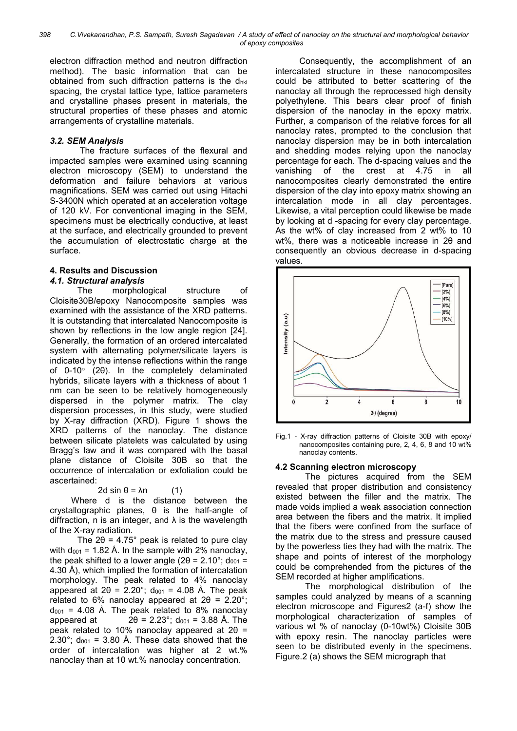electron diffraction method and neutron diffraction method). The basic information that can be obtained from such diffraction patterns is the $d_{hkl}$ spacing, the crystal lattice type, lattice parameters and crystalline phases present in materials, the structural properties of these phases and atomic arrangements of crystalline materials.

### *3.2. SEM Analysis*

The fracture surfaces of the flexural and impacted samples were examined using scanning electron microscopy (SEM) to understand the deformation and failure behaviors at various magnifications. SEM was carried out using Hitachi S-3400N which operated at an acceleration voltage of 120 kV. For conventional imaging in the SEM, specimens must be electrically conductive, at least at the surface, and electrically grounded to prevent the accumulation of electrostatic charge at the surface.

## 4. Results and Discussion

### *4.1. Structural analysis*

The morphological structure of Cloisite30B/epoxy Nanocomposite samples was examined with the assistance of the XRD patterns. It is outstanding that intercalated Nanocomposite is shown by reflections in the low angle region [24]. Generally, the formation of an ordered intercalated system with alternating polymer/silicate layers is indicated by the intense reflections within the range of 0-10◦ (2θ). In the completely delaminated hybrids, silicate layers with a thickness of about 1 nm can be seen to be relatively homogeneously dispersed in the polymer matrix. The clay dispersion processes, in this study, were studied by X-ray diffraction (XRD). Figure 1 shows the XRD patterns of the nanoclay. The distance between silicate platelets was calculated by using Bragg's law and it was compared with the basal plane distance of Cloisite 30B so that the occurrence of intercalation or exfoliation could be ascertained:

$$2d \sin \theta = \lambda n \qquad (1)$$

Where d is the distance between the crystallographic planes, θ is the half-angle of diffraction, n is an integer, and λ is the wavelength of the X-ray radiation.

The $2\theta = 4.75°$ peak is related to pure clay with $d_{001} = 1.82$ Å. In the sample with 2% nanoclay, the peak shifted to a lower angle ($2\theta = 2.10°$; $d_{001} = 4.30$ Å), which implied the formation of intercalation morphology. The peak related to 4% nanoclay appeared at $2\theta = 2.20°$; $d_{001} = 4.08$ Å. The peak related to 6% nanoclay appeared at $2\theta = 2.20°$; $d_{001} = 4.08$ Å. The peak related to 8% nanoclay appeared at $2\theta = 2.23°$; $d_{001} = 3.88$ Å. The peak related to 10% nanoclay appeared at $2\theta = 2.30°$; $d_{001} = 3.80$ Å. These data showed that the order of intercalation was higher at 2 wt.% nanoclay than at 10 wt.% nanoclay concentration.

Consequently, the accomplishment of an intercalated structure in these nanocomposites could be attributed to better scattering of the nanoclay all through the reprocessed high density polyethylene. This bears clear proof of finish dispersion of the nanoclay in the epoxy matrix. Further, a comparison of the relative forces for all nanoclay rates, prompted to the conclusion that nanoclay dispersion may be in both intercalation and shedding modes relying upon the nanoclay percentage for each. The d-spacing values and the vanishing of the crest at 4.75 in all nanocomposites clearly demonstrated the entire dispersion of the clay into epoxy matrix showing an intercalation mode in all clay percentages. Likewise, a vital perception could likewise be made by looking at d -spacing for every clay percentage. As the wt% of clay increased from 2 wt% to 10 wt%, there was a noticeable increase in 2θ and consequently an obvious decrease in d-spacing values.

Fig.1 - X-ray diffraction patterns of Cloisite 30B with epoxy/ nanocomposites containing pure, 2, 4, 6, 8 and 10 wt% nanoclay contents.

### 4.2 Scanning electron microscopy

The pictures acquired from the SEM revealed that proper distribution and consistency existed between the filler and the matrix. The made voids implied a weak association connection area between the fibers and the matrix. It implied that the fibers were confined from the surface of the matrix due to the stress and pressure caused by the powerless ties they had with the matrix. The shape and points of interest of the morphology could be comprehended from the pictures of the SEM recorded at higher amplifications.

The morphological distribution of the samples could analyzed by means of a scanning electron microscope and Figures2 (a-f) show the morphological characterization of samples of various wt % of nanoclay (0-10wt%) Cloisite 30B with epoxy resin. The nanoclay particles were seen to be distributed evenly in the specimens. Figure.2 (a) shows the SEM micrograph that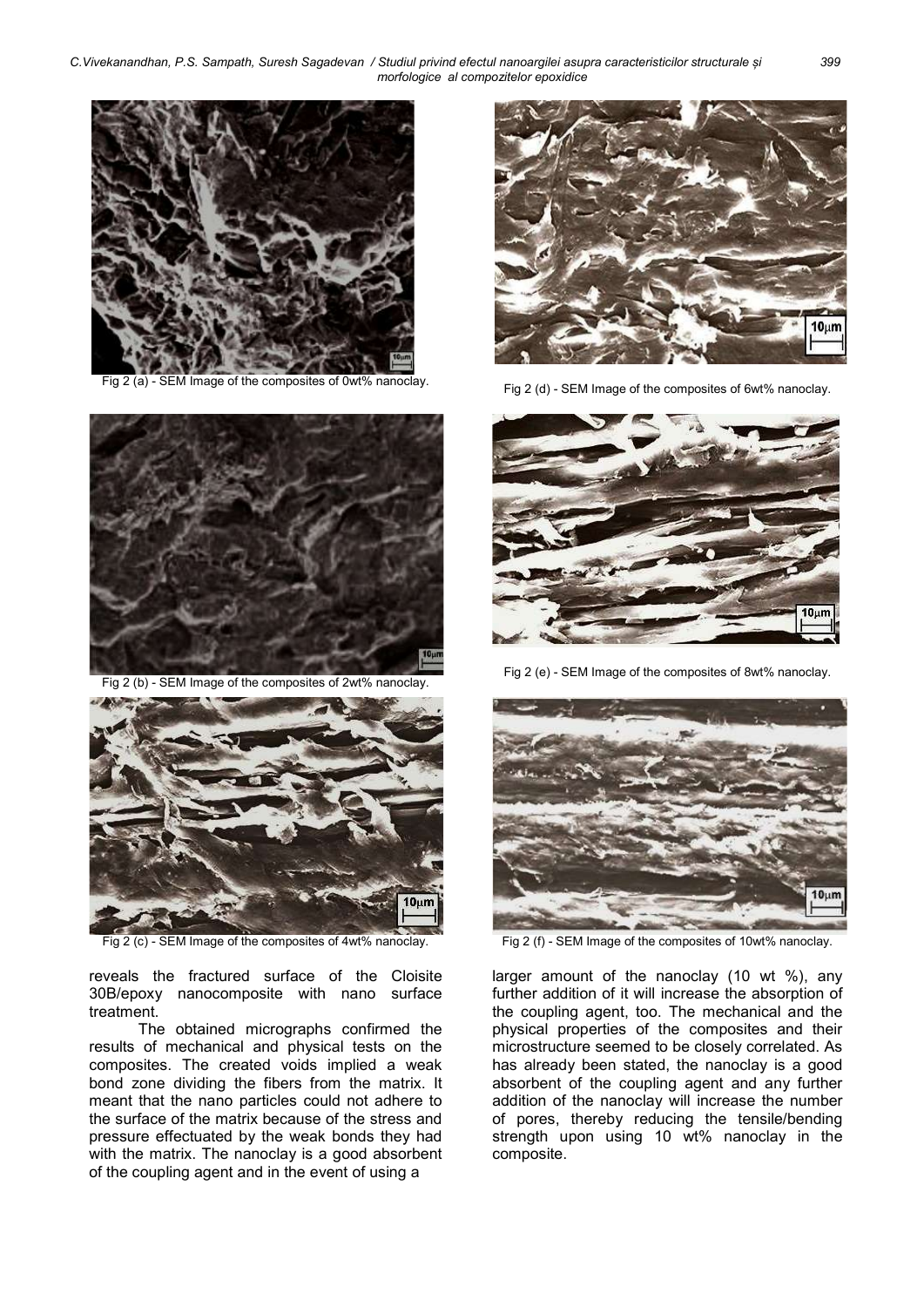Fig 2 (a) - SEM Image of the composites of 0wt% nanoclay.

Fig 2 (b) - SEM Image of the composites of 2wt% nanoclay.

Fig 2 (c) - SEM Image of the composites of 4wt% nanoclay.

Fig 2 (d) - SEM Image of the composites of 6wt% nanoclay.

Fig 2 (e) - SEM Image of the composites of 8wt% nanoclay.

Fig 2 (f) - SEM Image of the composites of 10wt% nanoclay.

reveals the fractured surface of the Cloisite 30B/epoxy nanocomposite with nano surface treatment.

The obtained micrographs confirmed the results of mechanical and physical tests on the composites. The created voids implied a weak bond zone dividing the fibers from the matrix. It meant that the nano particles could not adhere to the surface of the matrix because of the stress and pressure effectuated by the weak bonds they had with the matrix. The nanoclay is a good absorbent of the coupling agent and in the event of using a larger amount of the nanoclay (10 wt %), any further addition of it will increase the absorption of the coupling agent, too. The mechanical and the physical properties of the composites and their microstructure seemed to be closely correlated. As has already been stated, the nanoclay is a good absorbent of the coupling agent and any further addition of the nanoclay will increase the number of pores, thereby reducing the tensile/bending strength upon using 10 wt% nanoclay in the composite.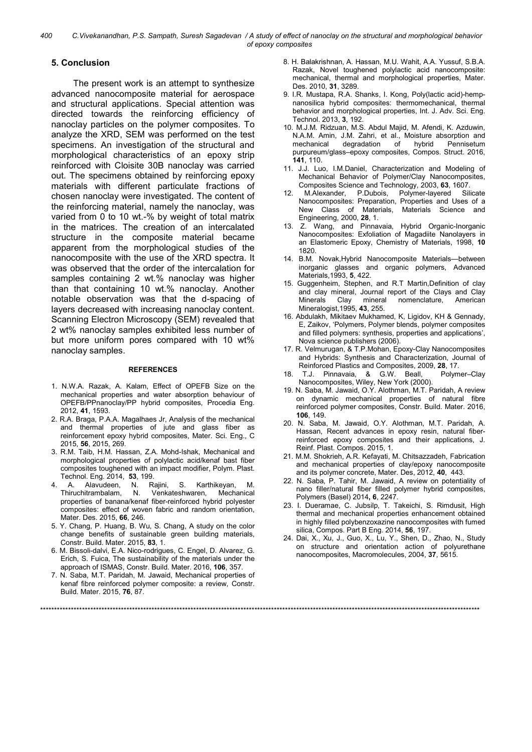## 5. Conclusion

The present work is an attempt to synthesize advanced nanocomposite material for aerospace and structural applications. Special attention was directed towards the reinforcing efficiency of nanoclay particles on the polymer composites. To analyze the XRD, SEM was performed on the test specimens. An investigation of the structural and morphological characteristics of an epoxy strip reinforced with Cloisite 30B nanoclay was carried out. The specimens obtained by reinforcing epoxy materials with different particulate fractions of chosen nanoclay were investigated. The content of the reinforcing material, namely the nanoclay, was varied from 0 to 10 wt.-% by weight of total matrix in the matrices. The creation of an intercalated structure in the composite material became apparent from the morphological studies of the nanocomposite with the use of the XRD spectra. It was observed that the order of the intercalation for samples containing 2 wt.% nanoclay was higher than that containing 10 wt.% nanoclay. Another notable observation was that the d-spacing of layers decreased with increasing nanoclay content. Scanning Electron Microscopy (SEM) revealed that 2 wt% nanoclay samples exhibited less number of but more uniform pores compared with 10 wt% nanoclay samples.

### REFERENCES

1. N.W.A. Razak, A. Kalam, Effect of OPEFB Size on the mechanical properties and water absorption behaviour of OPEFB/PPnanoclay/PP hybrid composites, Procedia Eng. 2012, **41**, 1593.
2. R.A. Braga, P.A.A. Magalhaes Jr, Analysis of the mechanical and thermal properties of jute and glass fiber as reinforcement epoxy hybrid composites, Mater. Sci. Eng., C 2015, **56**, 2015, 269.
3. R.M. Taib, H.M. Hassan, Z.A. Mohd-Ishak, Mechanical and morphological properties of polylactic acid/kenaf bast fiber composites toughened with an impact modifier, Polym. Plast. Technol. Eng. 2014, **53**, 199.
4. A. Alavudeen, N. Rajini, S. Karthikeyan, M. Thiruchitrambalam, N. Venkateshwaren, Mechanical properties of banana/kenaf fiber-reinforced hybrid polyester composites: effect of woven fabric and random orientation, Mater. Des. 2015, **66**, 246.
5. Y. Chang, P. Huang, B. Wu, S. Chang, A study on the color change benefits of sustainable green building materials, Constr. Build. Mater. 2015, **83**, 1.
6. M. Bissoli-dalvi, E.A. Nico-rodrigues, C. Engel, D. Alvarez, G. Erich, S. Fuica, The sustainability of the materials under the approach of ISMAS, Constr. Build. Mater. 2016, **106**, 357.
7. N. Saba, M.T. Paridah, M. Jawaid, Mechanical properties of kenaf fibre reinforced polymer composite: a review, Constr. Build. Mater. 2015, **76**, 87.
8. H. Balakrishnan, A. Hassan, M.U. Wahit, A.A. Yussuf, S.B.A. Razak, Novel toughened polylactic acid nanocomposite: mechanical, thermal and morphological properties, Mater. Des. 2010, **31**, 3289.
9. I.R. Mustapa, R.A. Shanks, I. Kong, Poly(lactic acid)-hemp-nanosilica hybrid composites: thermomechanical, thermal behavior and morphological properties, Int. J. Adv. Sci. Eng. Technol. 2013, **3**, 192.
10. M.J.M. Ridzuan, M.S. Abdul Majid, M. Afendi, K. Azduwin, N.A.M. Amin, J.M. Zahri, et al., Moisture absorption and mechanical degradation of hybrid Pennisetum purpureum/glass–epoxy composites, Compos. Struct. 2016, **141**, 110.
11. J.J. Luo, I.M.Daniel, Characterization and Modeling of Mechanical Behavior of Polymer/Clay Nanocomposites, Composites Science and Technology, 2003, **63**, 1607.
12. M.Alexander, P.Dubois, Polymer-layered Silicate Nanocomposites: Preparation, Properties and Uses of a New Class of Materials, Materials Science and Engineering, 2000, **28**, 1.
13. Z. Wang, and Pinnavaia, Hybrid Organic-Inorganic Nanocomposites: Exfoliation of Magadiite Nanolayers in an Elastomeric Epoxy, Chemistry of Materials, 1998, **10** 1820.
14. B.M. Novak,Hybrid Nanocomposite Materials—between inorganic glasses and organic polymers, Advanced Materials,1993, **5**, 422.
15. Guggenheim, Stephen, and R.T Martin,Definition of clay and clay mineral, Journal report of the Clays and Clay Minerals Clay mineral nomenclature, American Mineralogist,1995, **43**, 255.
16. Abdulakh, Mikitaev Mukhamed, K, Ligidov, KH & Gennady, E, Zaikov, 'Polymers, Polymer blends, polymer composites and filled polymers: synthesis, properties and applications', Nova science publishers (2006).
17. R. Velmurugan, & T.P.Mohan, Epoxy-Clay Nanocomposites and Hybrids: Synthesis and Characterization, Journal of Reinforced Plastics and Composites, 2009, **28**, 17.
18. T.J. Pinnavaia, & G.W. Beall, Polymer–Clay Nanocomposites, Wiley, New York (2000).
19. N. Saba, M. Jawaid, O.Y. Alothman, M.T. Paridah, A review on dynamic mechanical properties of natural fibre reinforced polymer composites, Constr. Build. Mater. 2016, **106**, 149.
20. N. Saba, M. Jawaid, O.Y. Alothman, M.T. Paridah, A. Hassan, Recent advances in epoxy resin, natural fiber-reinforced epoxy composites and their applications, J. Reinf. Plast. Compos. 2015, 1.
21. M.M. Shokrieh, A.R. Kefayati, M. Chitsazzadeh, Fabrication and mechanical properties of clay/epoxy nanocomposite and its polymer concrete, Mater. Des, 2012, **40**, 443.
22. N. Saba, P. Tahir, M. Jawaid, A review on potentiality of nano filler/natural fiber filled polymer hybrid composites, Polymers (Basel) 2014**,** **6**, 2247.
23. I. Dueramae, C. Jubsilp, T. Takeichi, S. Rimdusit, High thermal and mechanical properties enhancement obtained in highly filled polybenzoxazine nanocomposites with fumed silica, Compos. Part B Eng. 2014, **56**, 197.
24. Dai, X., Xu, J., Guo, X., Lu, Y., Shen, D., Zhao, N., Study on structure and orientation action of polyurethane nanocomposites, Macromolecules, 2004, **37**, 5615.